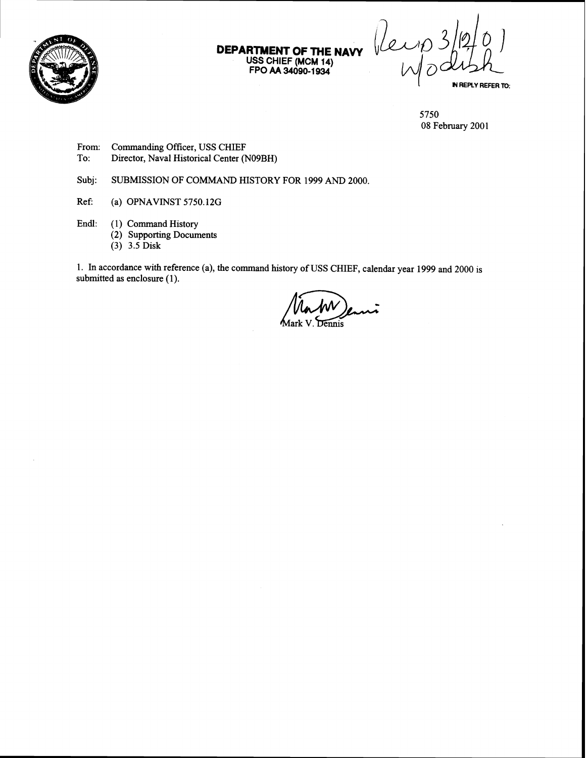**DEPARTMENT OF THE NAVY**
**USS CHIEF (MCM 14)**
**FPO AA 34090-1934**

Recp 3/12/01
w/o disk

IN REPLY REFER TO:

5750
08 February 2001

From: Commanding Officer, USS CHIEF
To: Director, Naval Historical Center (N09BH)

Subj: SUBMISSION OF COMMAND HISTORY FOR 1999 AND 2000.

Ref: (a) OPNAVINST 5750.12G

Endl: (1) Command History
(2) Supporting Documents
(3) 3.5 Disk

1. In accordance with reference (a), the command history of USS CHIEF, calendar year 1999 and 2000 is submitted as enclosure (1).

Mark V. Dennis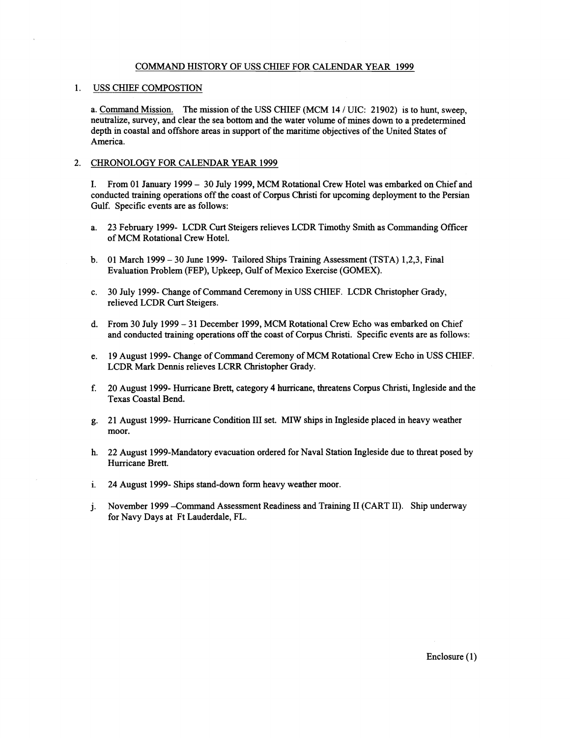## COMMAND HISTORY OF USS CHIEF FOR CALENDAR YEAR 1999

1. USS CHIEF COMPOSTION

a. Command Mission. The mission of the USS CHIEF (MCM 14 / UIC: 21902) is to hunt, sweep, neutralize, survey, and clear the sea bottom and the water volume of mines down to a predetermined depth in coastal and offshore areas in support of the maritime objectives of the United States of America.

2. CHRONOLOGY FOR CALENDAR YEAR 1999

I. From 01 January 1999 – 30 July 1999, MCM Rotational Crew Hotel was embarked on Chief and conducted training operations off the coast of Corpus Christi for upcoming deployment to the Persian Gulf. Specific events are as follows:

a. 23 February 1999- LCDR Curt Steigers relieves LCDR Timothy Smith as Commanding Officer of MCM Rotational Crew Hotel.

b. 01 March 1999 – 30 June 1999- Tailored Ships Training Assessment (TSTA) 1,2,3, Final Evaluation Problem (FEP), Upkeep, Gulf of Mexico Exercise (GOMEX).

c. 30 July 1999- Change of Command Ceremony in USS CHIEF. LCDR Christopher Grady, relieved LCDR Curt Steigers.

d. From 30 July 1999 – 31 December 1999, MCM Rotational Crew Echo was embarked on Chief and conducted training operations off the coast of Corpus Christi. Specific events are as follows:

e. 19 August 1999- Change of Command Ceremony of MCM Rotational Crew Echo in USS CHIEF. LCDR Mark Dennis relieves LCRR Christopher Grady.

f. 20 August 1999- Hurricane Brett, category 4 hurricane, threatens Corpus Christi, Ingleside and the Texas Coastal Bend.

g. 21 August 1999- Hurricane Condition III set. MIW ships in Ingleside placed in heavy weather moor.

h. 22 August 1999-Mandatory evacuation ordered for Naval Station Ingleside due to threat posed by Hurricane Brett.

i. 24 August 1999- Ships stand-down form heavy weather moor.

j. November 1999 –Command Assessment Readiness and Training II (CART II). Ship underway for Navy Days at Ft Lauderdale, FL.

Enclosure (1)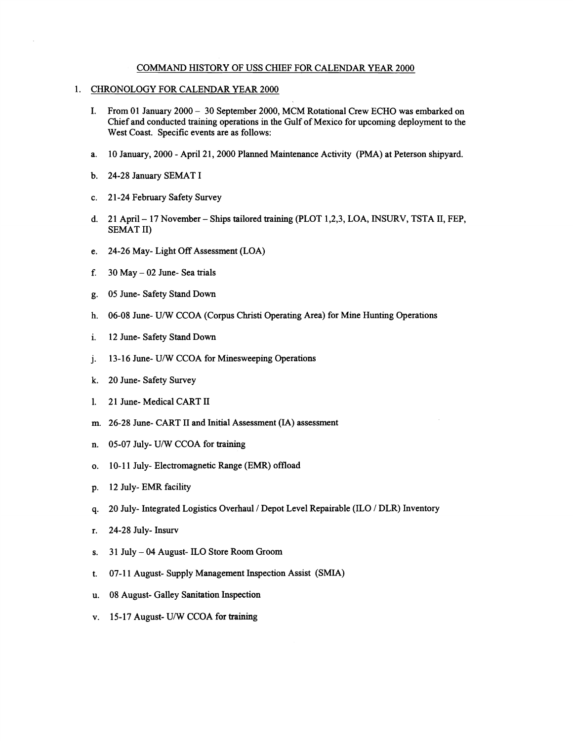## COMMAND HISTORY OF USS CHIEF FOR CALENDAR YEAR 2000

1. CHRONOLOGY FOR CALENDAR YEAR 2000

I. From 01 January 2000 – 30 September 2000, MCM Rotational Crew ECHO was embarked on Chief and conducted training operations in the Gulf of Mexico for upcoming deployment to the West Coast. Specific events are as follows:

a. 10 January, 2000 - April 21, 2000 Planned Maintenance Activity (PMA) at Peterson shipyard.

b. 24-28 January SEMAT I

c. 21-24 February Safety Survey

d. 21 April – 17 November – Ships tailored training (PLOT 1,2,3, LOA, INSURV, TSTA II, FEP, SEMAT II)

e. 24-26 May- Light Off Assessment (LOA)

f. 30 May – 02 June- Sea trials

g. 05 June- Safety Stand Down

h. 06-08 June- U/W CCOA (Corpus Christi Operating Area) for Mine Hunting Operations

i. 12 June- Safety Stand Down

j. 13-16 June- U/W CCOA for Minesweeping Operations

k. 20 June- Safety Survey

l. 21 June- Medical CART II

m. 26-28 June- CART II and Initial Assessment (IA) assessment

n. 05-07 July- U/W CCOA for training

o. 10-11 July- Electromagnetic Range (EMR) offload

p. 12 July- EMR facility

q. 20 July- Integrated Logistics Overhaul / Depot Level Repairable (ILO / DLR) Inventory

r. 24-28 July- Insurv

s. 31 July – 04 August- ILO Store Room Groom

t. 07-11 August- Supply Management Inspection Assist (SMIA)

u. 08 August- Galley Sanitation Inspection

v. 15-17 August- U/W CCOA for training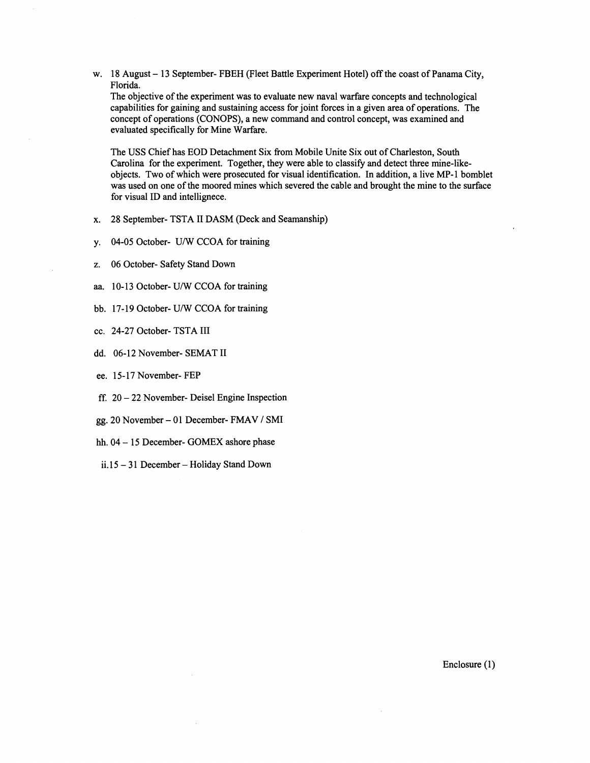w. 18 August – 13 September- FBEH (Fleet Battle Experiment Hotel) off the coast of Panama City, Florida.
   The objective of the experiment was to evaluate new naval warfare concepts and technological capabilities for gaining and sustaining access for joint forces in a given area of operations. The concept of operations (CONOPS), a new command and control concept, was examined and evaluated specifically for Mine Warfare.

   The USS Chief has EOD Detachment Six from Mobile Unite Six out of Charleston, South Carolina for the experiment. Together, they were able to classify and detect three mine-like-objects. Two of which were prosecuted for visual identification. In addition, a live MP-1 bomblet was used on one of the moored mines which severed the cable and brought the mine to the surface for visual ID and intellignece.

x. 28 September- TSTA II DASM (Deck and Seamanship)

y. 04-05 October- U/W CCOA for training

z. 06 October- Safety Stand Down

aa. 10-13 October- U/W CCOA for training

bb. 17-19 October- U/W CCOA for training

cc. 24-27 October- TSTA III

dd. 06-12 November- SEMAT II

ee. 15-17 November- FEP

ff. 20 – 22 November- Deisel Engine Inspection

gg. 20 November – 01 December- FMAV / SMI

hh. 04 – 15 December- GOMEX ashore phase

ii. 15 – 31 December – Holiday Stand Down

Enclosure (1)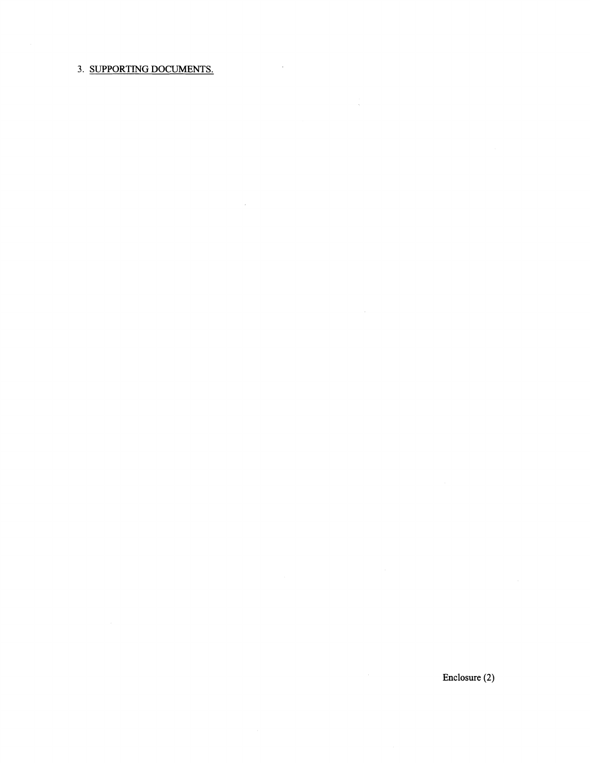3. <u>SUPPORTING DOCUMENTS.</u>

Enclosure (2)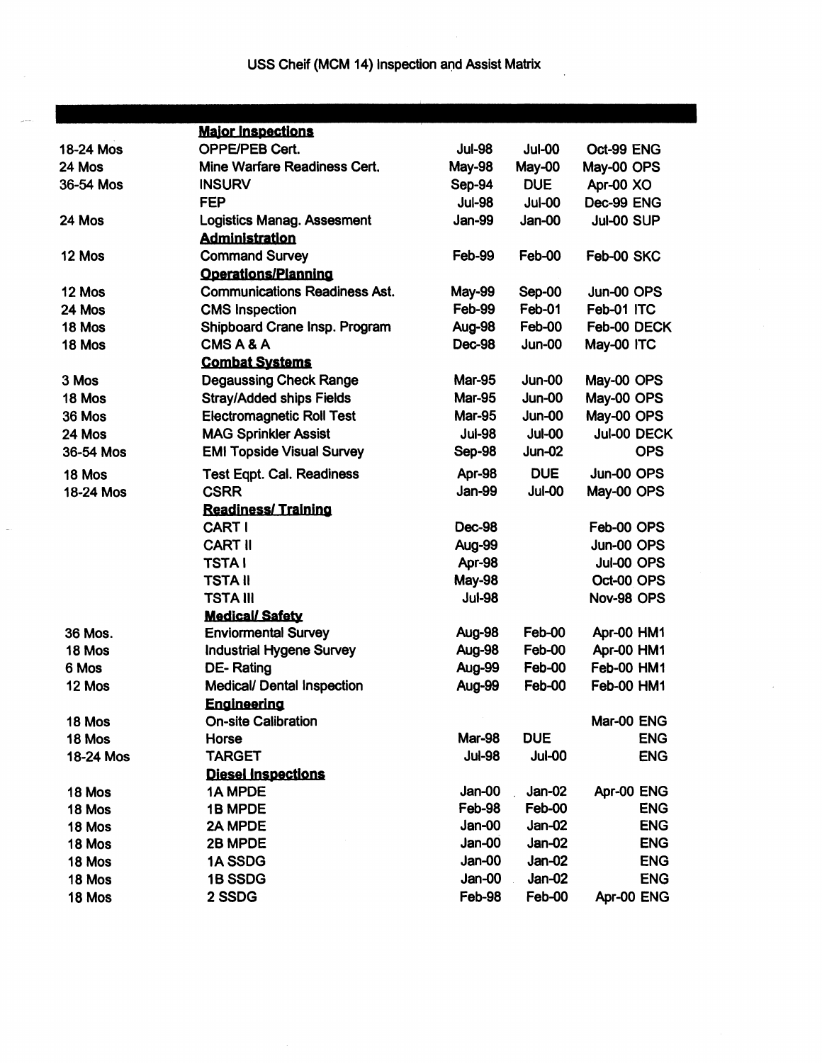USS Cheif (MCM 14) Inspection and Assist Matrix

| | | | | |
|---|---|---|---|---|
| | **Major Inspections** | | | |
| 18-24 Mos | OPPE/PEB Cert. | Jul-98 | Jul-00 | Oct-99 ENG |
| 24 Mos | Mine Warfare Readiness Cert. | May-98 | May-00 | May-00 OPS |
| 36-54 Mos | INSURV | Sep-94 | DUE | Apr-00 XO |
| | FEP | Jul-98 | Jul-00 | Dec-99 ENG |
| 24 Mos | Logistics Manag. Assesment | Jan-99 | Jan-00 | Jul-00 SUP |
| | **Administration** | | | |
| 12 Mos | Command Survey | Feb-99 | Feb-00 | Feb-00 SKC |
| | **Operations/Planning** | | | |
| 12 Mos | Communications Readiness Ast. | May-99 | Sep-00 | Jun-00 OPS |
| 24 Mos | CMS Inspection | Feb-99 | Feb-01 | Feb-01 ITC |
| 18 Mos | Shipboard Crane Insp. Program | Aug-98 | Feb-00 | Feb-00 DECK |
| 18 Mos | CMS A & A | Dec-98 | Jun-00 | May-00 ITC |
| | **Combat Systems** | | | |
| 3 Mos | Degaussing Check Range | Mar-95 | Jun-00 | May-00 OPS |
| 18 Mos | Stray/Added ships Fields | Mar-95 | Jun-00 | May-00 OPS |
| 36 Mos | Electromagnetic Roll Test | Mar-95 | Jun-00 | May-00 OPS |
| 24 Mos | MAG Sprinkler Assist | Jul-98 | Jul-00 | Jul-00 DECK |
| 36-54 Mos | EMI Topside Visual Survey | Sep-98 | Jun-02 | OPS |
| 18 Mos | Test Eqpt. Cal. Readiness | Apr-98 | DUE | Jun-00 OPS |
| 18-24 Mos | CSRR | Jan-99 | Jul-00 | May-00 OPS |
| | **Readiness/ Training** | | | |
| | CART I | Dec-98 | | Feb-00 OPS |
| | CART II | Aug-99 | | Jun-00 OPS |
| | TSTA I | Apr-98 | | Jul-00 OPS |
| | TSTA II | May-98 | | Oct-00 OPS |
| | TSTA III | Jul-98 | | Nov-98 OPS |
| | **Medical/ Safety** | | | |
| 36 Mos. | Enviormental Survey | Aug-98 | Feb-00 | Apr-00 HM1 |
| 18 Mos | Industrial Hygene Survey | Aug-98 | Feb-00 | Apr-00 HM1 |
| 6 Mos | DE- Rating | Aug-99 | Feb-00 | Feb-00 HM1 |
| 12 Mos | Medical/ Dental Inspection | Aug-99 | Feb-00 | Feb-00 HM1 |
| | **Engineering** | | | |
| 18 Mos | On-site Calibration | | | Mar-00 ENG |
| 18 Mos | Horse | Mar-98 | DUE | ENG |
| 18-24 Mos | TARGET | Jul-98 | Jul-00 | ENG |
| | **Diesel Inspections** | | | |
| 18 Mos | 1A MPDE | Jan-00 | Jan-02 | Apr-00 ENG |
| 18 Mos | 1B MPDE | Feb-98 | Feb-00 | ENG |
| 18 Mos | 2A MPDE | Jan-00 | Jan-02 | ENG |
| 18 Mos | 2B MPDE | Jan-00 | Jan-02 | ENG |
| 18 Mos | 1A SSDG | Jan-00 | Jan-02 | ENG |
| 18 Mos | 1B SSDG | Jan-00 | Jan-02 | ENG |
| 18 Mos | 2 SSDG | Feb-98 | Feb-00 | Apr-00 ENG |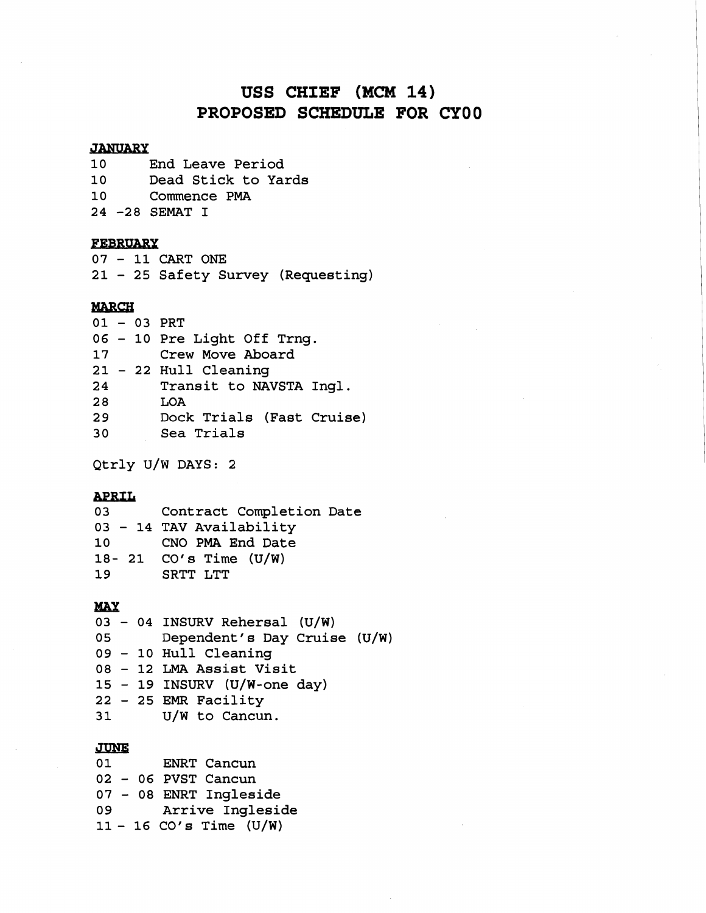# USS CHIEF (MCM 14)
# PROPOSED SCHEDULE FOR CY00

**JANUARY**

10 End Leave Period
10 Dead Stick to Yards
10 Commence PMA
24 -28 SEMAT I

**FEBRUARY**

07 - 11 CART ONE
21 - 25 Safety Survey (Requesting)

**MARCH**

01 - 03 PRT
06 - 10 Pre Light Off Trng.
17 Crew Move Aboard
21 - 22 Hull Cleaning
24 Transit to NAVSTA Ingl.
28 LOA
29 Dock Trials (Fast Cruise)
30 Sea Trials

Qtrly U/W DAYS: 2

**APRIL**

03 Contract Completion Date
03 - 14 TAV Availability
10 CNO PMA End Date
18- 21 CO's Time (U/W)
19 SRTT LTT

**MAY**

03 - 04 INSURV Rehersal (U/W)
05 Dependent's Day Cruise (U/W)
09 - 10 Hull Cleaning
08 - 12 LMA Assist Visit
15 - 19 INSURV (U/W-one day)
22 - 25 EMR Facility
31 U/W to Cancun.

**JUNE**

01 ENRT Cancun
02 - 06 PVST Cancun
07 - 08 ENRT Ingleside
09 Arrive Ingleside
11 - 16 CO's Time (U/W)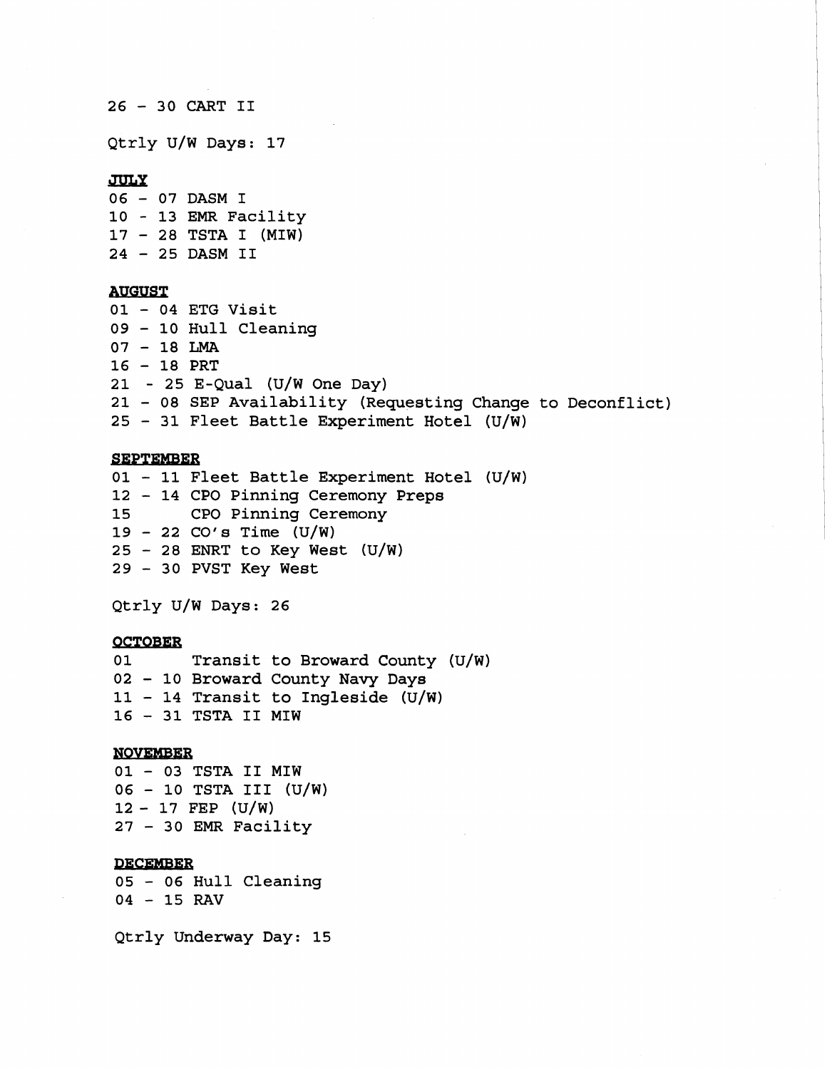26 - 30 CART II

Qtrly U/W Days: 17

**JULY**

06 - 07 DASM I
10 - 13 EMR Facility
17 - 28 TSTA I (MIW)
24 - 25 DASM II

**AUGUST**

01 - 04 ETG Visit
09 - 10 Hull Cleaning
07 - 18 LMA
16 - 18 PRT
21 - 25 E-Qual (U/W One Day)
21 - 08 SEP Availability (Requesting Change to Deconflict)
25 - 31 Fleet Battle Experiment Hotel (U/W)

**SEPTEMBER**

01 - 11 Fleet Battle Experiment Hotel (U/W)
12 - 14 CPO Pinning Ceremony Preps
15 CPO Pinning Ceremony
19 - 22 CO's Time (U/W)
25 - 28 ENRT to Key West (U/W)
29 - 30 PVST Key West

Qtrly U/W Days: 26

**OCTOBER**

01 Transit to Broward County (U/W)
02 - 10 Broward County Navy Days
11 - 14 Transit to Ingleside (U/W)
16 - 31 TSTA II MIW

**NOVEMBER**

01 - 03 TSTA II MIW
06 - 10 TSTA III (U/W)
12 - 17 FEP (U/W)
27 - 30 EMR Facility

**DECEMBER**

05 - 06 Hull Cleaning
04 - 15 RAV

Qtrly Underway Day: 15